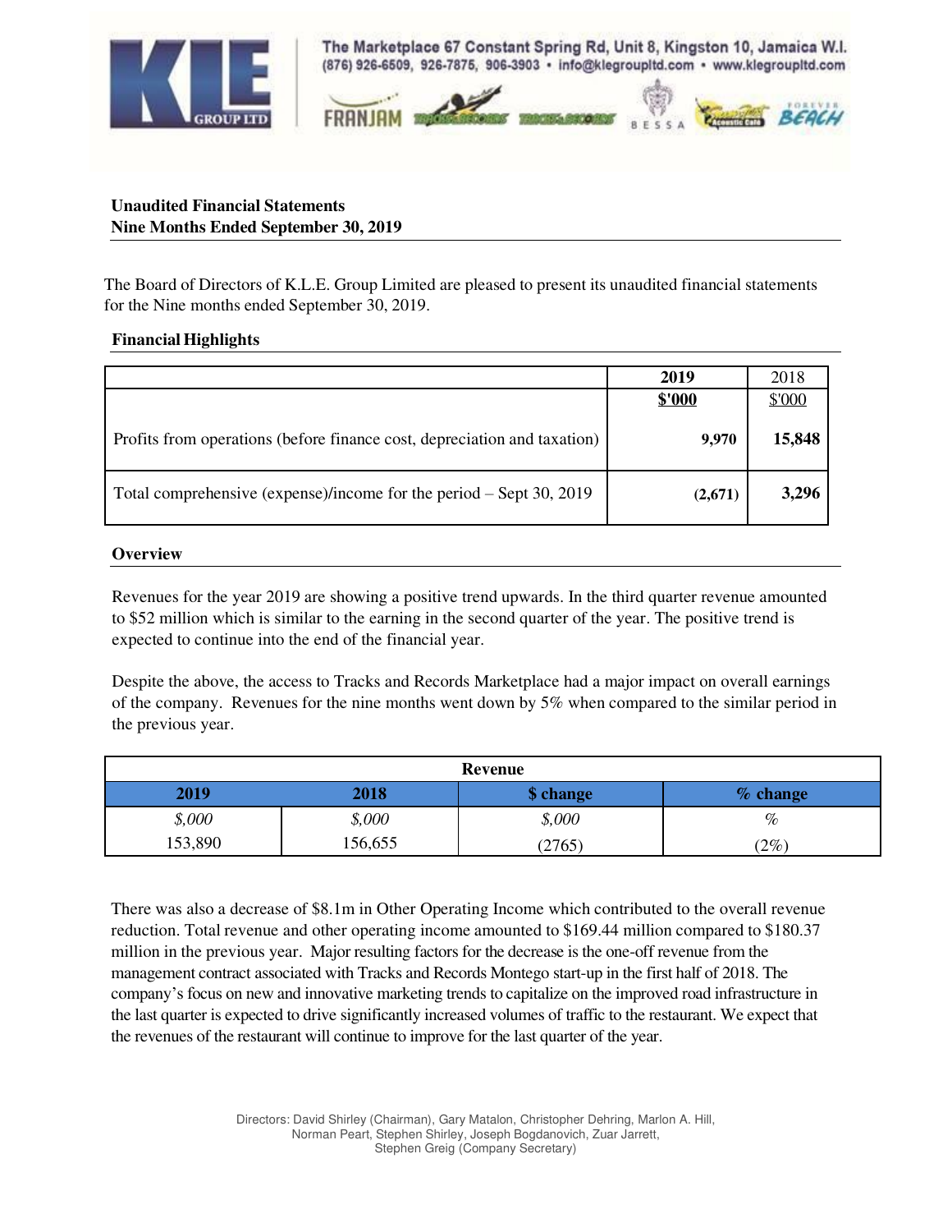The Marketplace 67 Constant Spring Rd, Unit 8, Kingston 10, Jamaica W.I.
(876) 926-6509, 926-7875, 906-3903 • info@klegroupltd.com • www.klegroupltd.com

**Unaudited Financial Statements**
**Nine Months Ended September 30, 2019**

The Board of Directors of K.L.E. Group Limited are pleased to present its unaudited financial statements for the Nine months ended September 30, 2019.

## Financial Highlights

| | 2019 | 2018 |
|---|---|---|
| | $'000 | $'000 |
| Profits from operations (before finance cost, depreciation and taxation) | 9,970 | 15,848 |
| Total comprehensive (expense)/income for the period – Sept 30, 2019 | (2,671) | 3,296 |

## Overview

Revenues for the year 2019 are showing a positive trend upwards. In the third quarter revenue amounted to $52 million which is similar to the earning in the second quarter of the year. The positive trend is expected to continue into the end of the financial year.

Despite the above, the access to Tracks and Records Marketplace had a major impact on overall earnings of the company. Revenues for the nine months went down by 5% when compared to the similar period in the previous year.

| Revenue | | | |
|---|---|---|---|
| **2019** | **2018** | **$ change** | **% change** |
| *$,000* | *$,000* | *$,000* | *%* |
| 153,890 | 156,655 | (2765) | (2%) |

There was also a decrease of $8.1m in Other Operating Income which contributed to the overall revenue reduction. Total revenue and other operating income amounted to $169.44 million compared to $180.37 million in the previous year. Major resulting factors for the decrease is the one-off revenue from the management contract associated with Tracks and Records Montego start-up in the first half of 2018. The company's focus on new and innovative marketing trends to capitalize on the improved road infrastructure in the last quarter is expected to drive significantly increased volumes of traffic to the restaurant. We expect that the revenues of the restaurant will continue to improve for the last quarter of the year.

Directors: David Shirley (Chairman), Gary Matalon, Christopher Dehring, Marlon A. Hill, Norman Peart, Stephen Shirley, Joseph Bogdanovich, Zuar Jarrett, Stephen Greig (Company Secretary)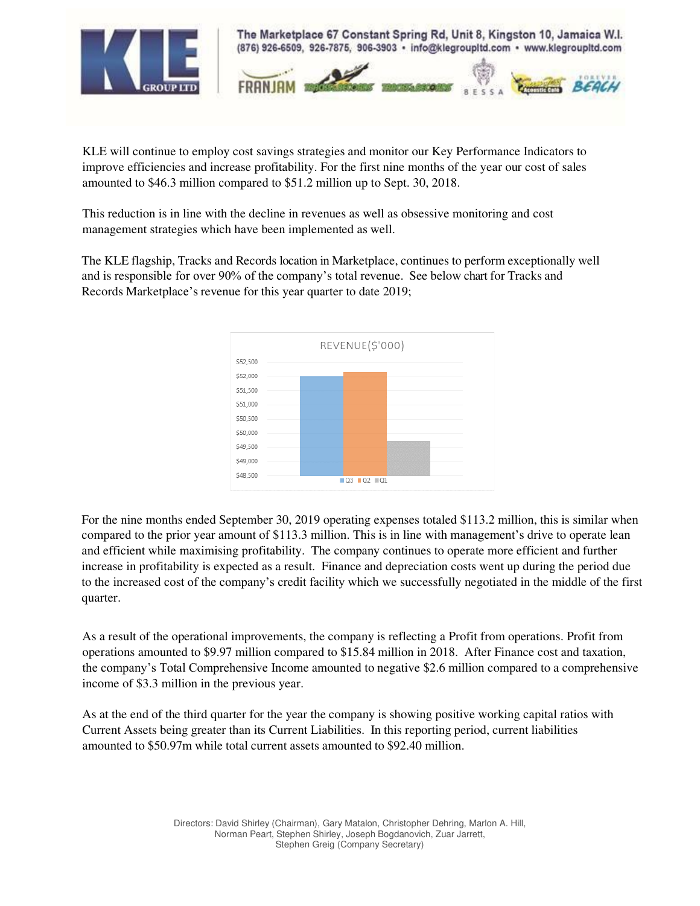KLE will continue to employ cost savings strategies and monitor our Key Performance Indicators to improve efficiencies and increase profitability. For the first nine months of the year our cost of sales amounted to $46.3 million compared to $51.2 million up to Sept. 30, 2018.

This reduction is in line with the decline in revenues as well as obsessive monitoring and cost management strategies which have been implemented as well.

The KLE flagship, Tracks and Records location in Marketplace, continues to perform exceptionally well and is responsible for over 90% of the company's total revenue. See below chart for Tracks and Records Marketplace's revenue for this year quarter to date 2019;

For the nine months ended September 30, 2019 operating expenses totaled $113.2 million, this is similar when compared to the prior year amount of $113.3 million. This is in line with management's drive to operate lean and efficient while maximising profitability. The company continues to operate more efficient and further increase in profitability is expected as a result. Finance and depreciation costs went up during the period due to the increased cost of the company's credit facility which we successfully negotiated in the middle of the first quarter.

As a result of the operational improvements, the company is reflecting a Profit from operations. Profit from operations amounted to $9.97 million compared to $15.84 million in 2018. After Finance cost and taxation, the company's Total Comprehensive Income amounted to negative $2.6 million compared to a comprehensive income of $3.3 million in the previous year.

As at the end of the third quarter for the year the company is showing positive working capital ratios with Current Assets being greater than its Current Liabilities. In this reporting period, current liabilities amounted to $50.97m while total current assets amounted to $92.40 million.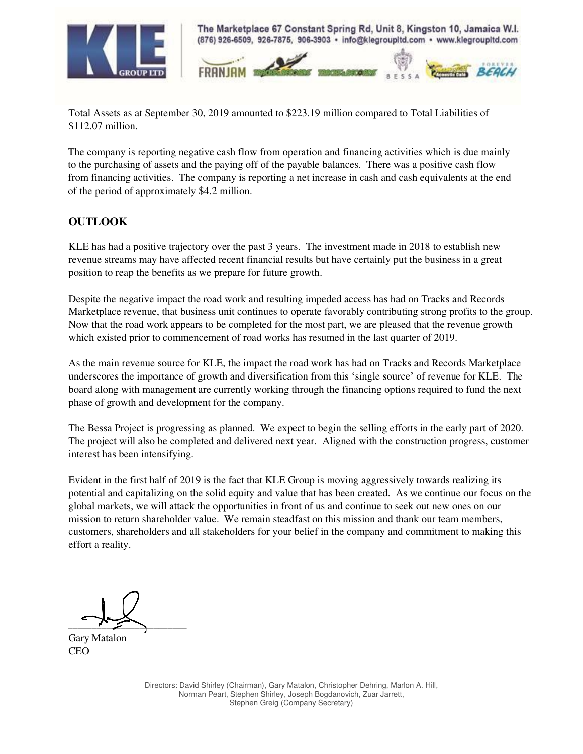Total Assets as at September 30, 2019 amounted to $223.19 million compared to Total Liabilities of $112.07 million.

The company is reporting negative cash flow from operation and financing activities which is due mainly to the purchasing of assets and the paying off of the payable balances. There was a positive cash flow from financing activities. The company is reporting a net increase in cash and cash equivalents at the end of the period of approximately $4.2 million.

## OUTLOOK

KLE has had a positive trajectory over the past 3 years. The investment made in 2018 to establish new revenue streams may have affected recent financial results but have certainly put the business in a great position to reap the benefits as we prepare for future growth.

Despite the negative impact the road work and resulting impeded access has had on Tracks and Records Marketplace revenue, that business unit continues to operate favorably contributing strong profits to the group. Now that the road work appears to be completed for the most part, we are pleased that the revenue growth which existed prior to commencement of road works has resumed in the last quarter of 2019.

As the main revenue source for KLE, the impact the road work has had on Tracks and Records Marketplace underscores the importance of growth and diversification from this 'single source' of revenue for KLE. The board along with management are currently working through the financing options required to fund the next phase of growth and development for the company.

The Bessa Project is progressing as planned. We expect to begin the selling efforts in the early part of 2020. The project will also be completed and delivered next year. Aligned with the construction progress, customer interest has been intensifying.

Evident in the first half of 2019 is the fact that KLE Group is moving aggressively towards realizing its potential and capitalizing on the solid equity and value that has been created. As we continue our focus on the global markets, we will attack the opportunities in front of us and continue to seek out new ones on our mission to return shareholder value. We remain steadfast on this mission and thank our team members, customers, shareholders and all stakeholders for your belief in the company and commitment to making this effort a reality.

Gary Matalon
CEO

Directors: David Shirley (Chairman), Gary Matalon, Christopher Dehring, Marlon A. Hill, Norman Peart, Stephen Shirley, Joseph Bogdanovich, Zuar Jarrett, Stephen Greig (Company Secretary)